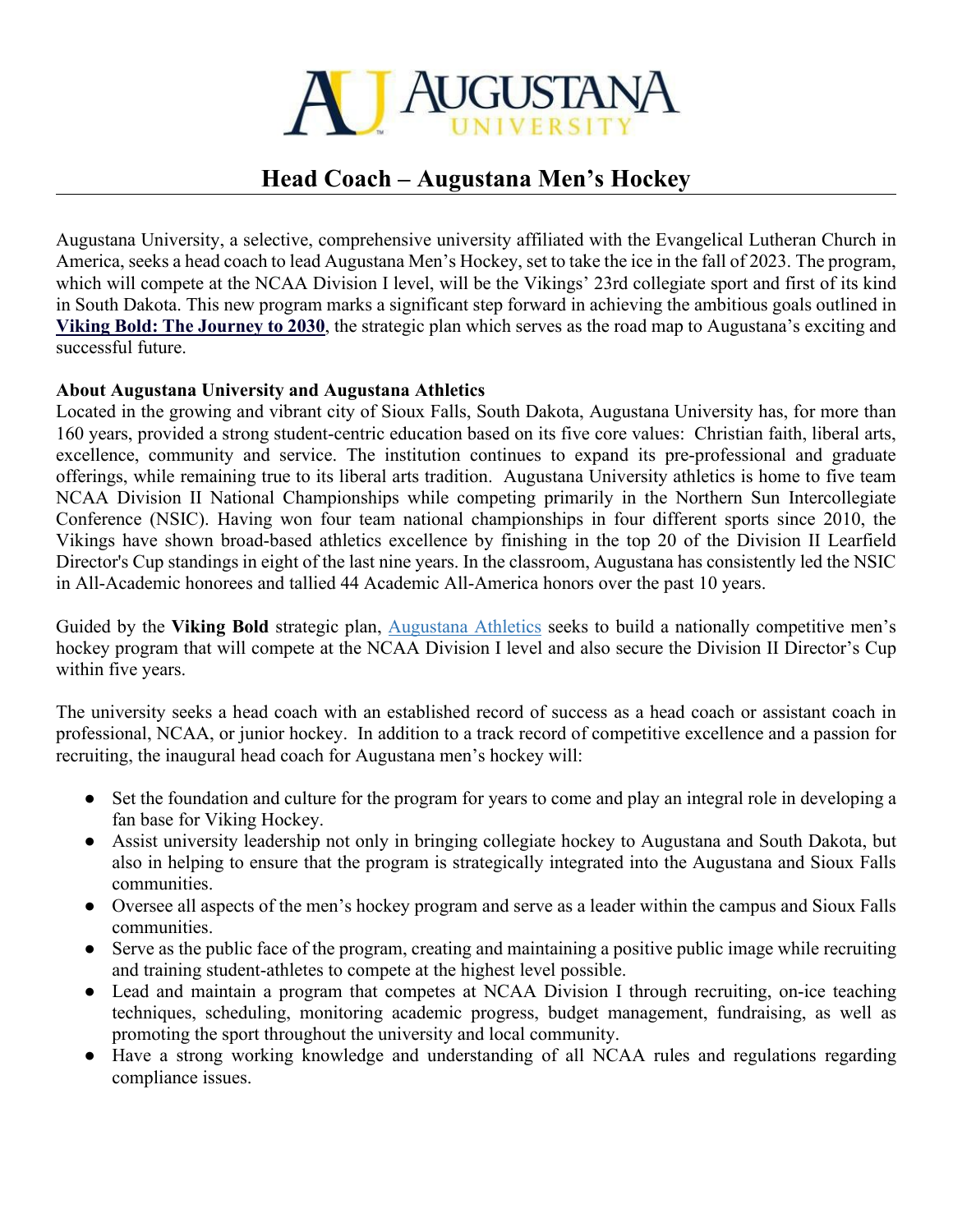# Head Coach – Augustana Men's Hockey

Augustana University, a selective, comprehensive university affiliated with the Evangelical Lutheran Church in America, seeks a head coach to lead Augustana Men's Hockey, set to take the ice in the fall of 2023. The program, which will compete at the NCAA Division I level, will be the Vikings' 23rd collegiate sport and first of its kind in South Dakota. This new program marks a significant step forward in achieving the ambitious goals outlined in **Viking Bold: The Journey to 2030**, the strategic plan which serves as the road map to Augustana's exciting and successful future.

**About Augustana University and Augustana Athletics**

Located in the growing and vibrant city of Sioux Falls, South Dakota, Augustana University has, for more than 160 years, provided a strong student-centric education based on its five core values: Christian faith, liberal arts, excellence, community and service. The institution continues to expand its pre-professional and graduate offerings, while remaining true to its liberal arts tradition. Augustana University athletics is home to five team NCAA Division II National Championships while competing primarily in the Northern Sun Intercollegiate Conference (NSIC). Having won four team national championships in four different sports since 2010, the Vikings have shown broad-based athletics excellence by finishing in the top 20 of the Division II Learfield Director's Cup standings in eight of the last nine years. In the classroom, Augustana has consistently led the NSIC in All-Academic honorees and tallied 44 Academic All-America honors over the past 10 years.

Guided by the **Viking Bold** strategic plan, Augustana Athletics seeks to build a nationally competitive men's hockey program that will compete at the NCAA Division I level and also secure the Division II Director's Cup within five years.

The university seeks a head coach with an established record of success as a head coach or assistant coach in professional, NCAA, or junior hockey. In addition to a track record of competitive excellence and a passion for recruiting, the inaugural head coach for Augustana men's hockey will:

- Set the foundation and culture for the program for years to come and play an integral role in developing a fan base for Viking Hockey.
- Assist university leadership not only in bringing collegiate hockey to Augustana and South Dakota, but also in helping to ensure that the program is strategically integrated into the Augustana and Sioux Falls communities.
- Oversee all aspects of the men's hockey program and serve as a leader within the campus and Sioux Falls communities.
- Serve as the public face of the program, creating and maintaining a positive public image while recruiting and training student-athletes to compete at the highest level possible.
- Lead and maintain a program that competes at NCAA Division I through recruiting, on-ice teaching techniques, scheduling, monitoring academic progress, budget management, fundraising, as well as promoting the sport throughout the university and local community.
- Have a strong working knowledge and understanding of all NCAA rules and regulations regarding compliance issues.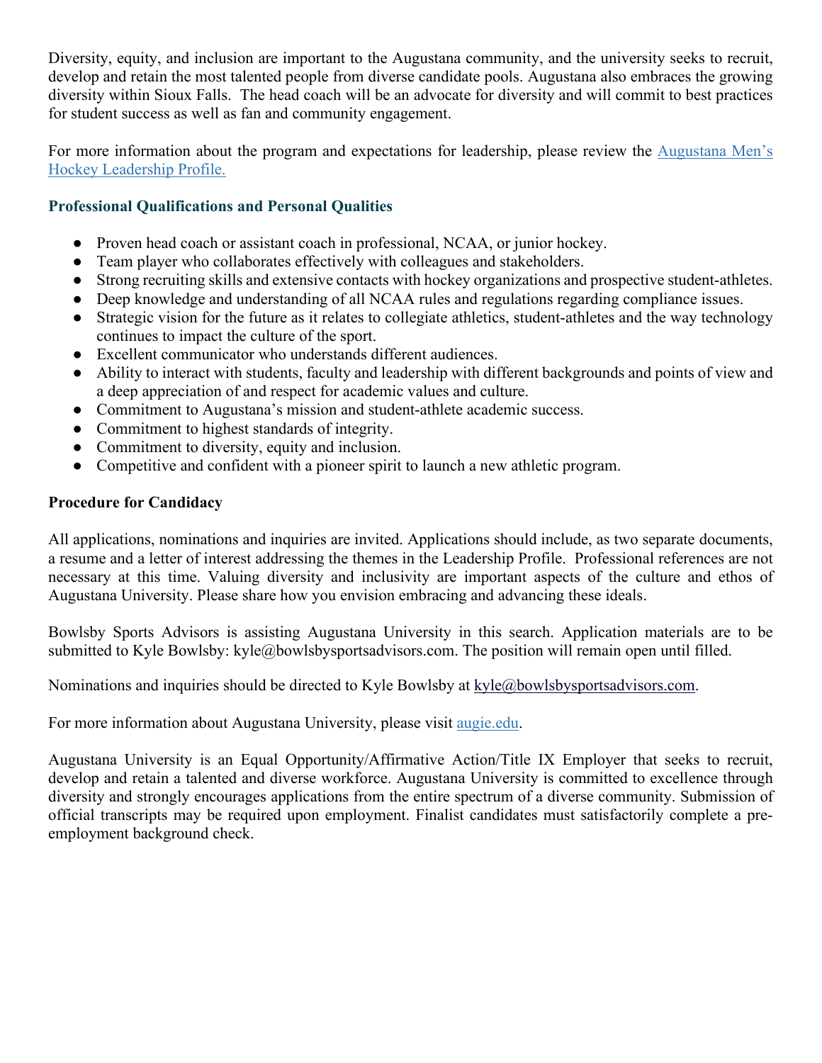Diversity, equity, and inclusion are important to the Augustana community, and the university seeks to recruit, develop and retain the most talented people from diverse candidate pools. Augustana also embraces the growing diversity within Sioux Falls. The head coach will be an advocate for diversity and will commit to best practices for student success as well as fan and community engagement.

For more information about the program and expectations for leadership, please review the [Augustana Men's Hockey Leadership Profile.]()

### Professional Qualifications and Personal Qualities

- Proven head coach or assistant coach in professional, NCAA, or junior hockey.
- Team player who collaborates effectively with colleagues and stakeholders.
- Strong recruiting skills and extensive contacts with hockey organizations and prospective student-athletes.
- Deep knowledge and understanding of all NCAA rules and regulations regarding compliance issues.
- Strategic vision for the future as it relates to collegiate athletics, student-athletes and the way technology continues to impact the culture of the sport.
- Excellent communicator who understands different audiences.
- Ability to interact with students, faculty and leadership with different backgrounds and points of view and a deep appreciation of and respect for academic values and culture.
- Commitment to Augustana's mission and student-athlete academic success.
- Commitment to highest standards of integrity.
- Commitment to diversity, equity and inclusion.
- Competitive and confident with a pioneer spirit to launch a new athletic program.

### Procedure for Candidacy

All applications, nominations and inquiries are invited. Applications should include, as two separate documents, a resume and a letter of interest addressing the themes in the Leadership Profile. Professional references are not necessary at this time. Valuing diversity and inclusivity are important aspects of the culture and ethos of Augustana University. Please share how you envision embracing and advancing these ideals.

Bowlsby Sports Advisors is assisting Augustana University in this search. Application materials are to be submitted to Kyle Bowlsby: kyle@bowlsbysportsadvisors.com. The position will remain open until filled.

Nominations and inquiries should be directed to Kyle Bowlsby at kyle@bowlsbysportsadvisors.com.

For more information about Augustana University, please visit augie.edu.

Augustana University is an Equal Opportunity/Affirmative Action/Title IX Employer that seeks to recruit, develop and retain a talented and diverse workforce. Augustana University is committed to excellence through diversity and strongly encourages applications from the entire spectrum of a diverse community. Submission of official transcripts may be required upon employment. Finalist candidates must satisfactorily complete a pre-employment background check.